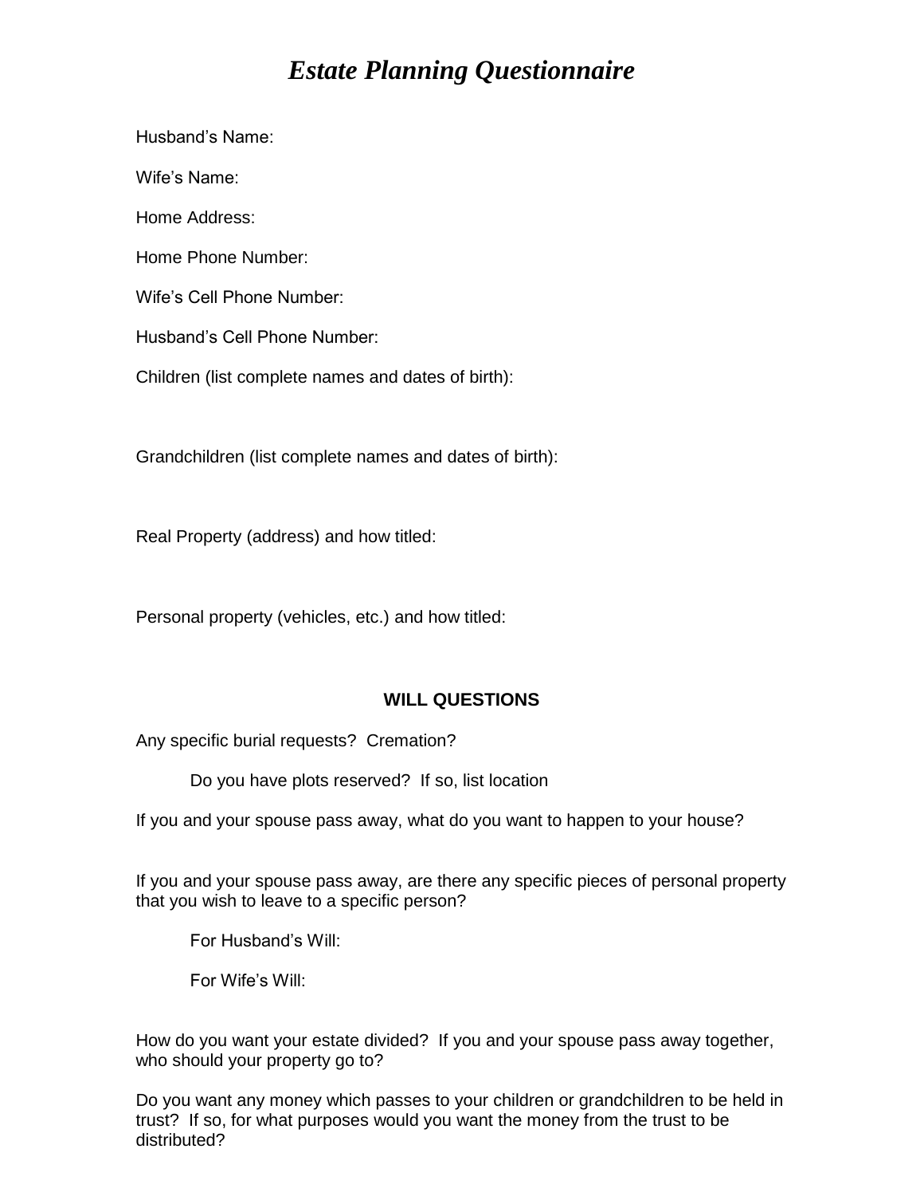# *Estate Planning Questionnaire*

Husband's Name:

Wife's Name:

Home Address:

Home Phone Number:

Wife's Cell Phone Number:

Husband's Cell Phone Number:

Children (list complete names and dates of birth):

Grandchildren (list complete names and dates of birth):

Real Property (address) and how titled:

Personal property (vehicles, etc.) and how titled:

## WILL QUESTIONS

Any specific burial requests? Cremation?

Do you have plots reserved? If so, list location

If you and your spouse pass away, what do you want to happen to your house?

If you and your spouse pass away, are there any specific pieces of personal property that you wish to leave to a specific person?

For Husband's Will:

For Wife's Will:

How do you want your estate divided? If you and your spouse pass away together, who should your property go to?

Do you want any money which passes to your children or grandchildren to be held in trust? If so, for what purposes would you want the money from the trust to be distributed?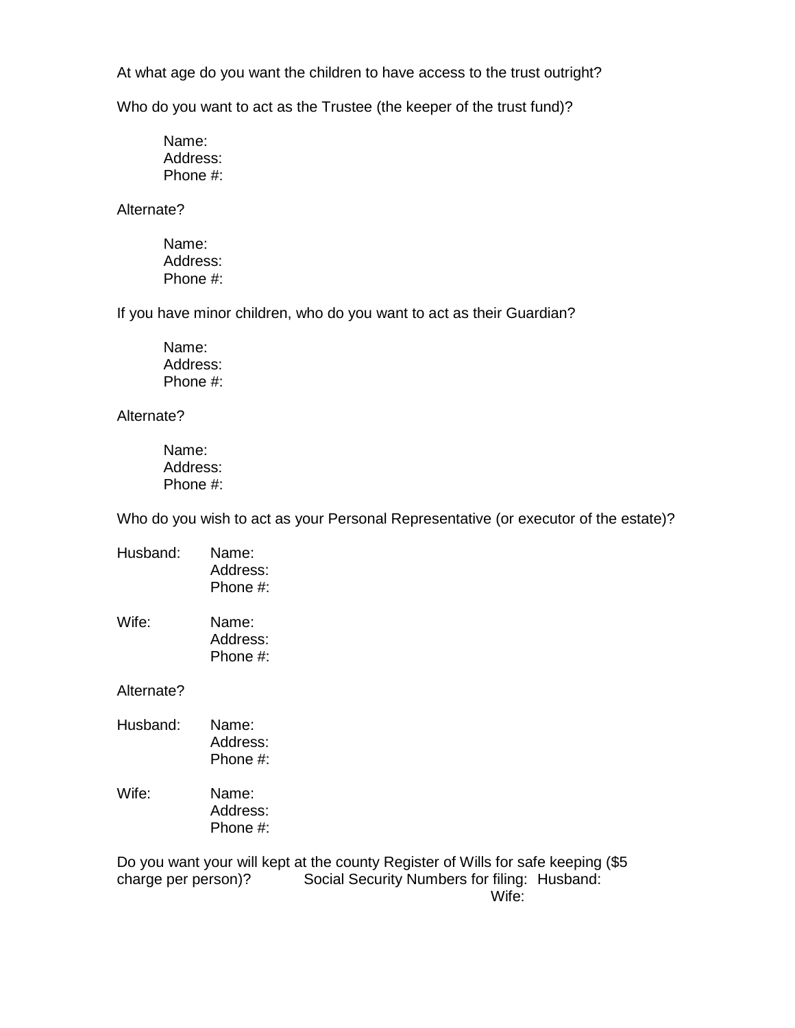At what age do you want the children to have access to the trust outright?

Who do you want to act as the Trustee (the keeper of the trust fund)?

Name:
Address:
Phone #:

Alternate?

Name:
Address:
Phone #:

If you have minor children, who do you want to act as their Guardian?

Name:
Address:
Phone #:

Alternate?

Name:
Address:
Phone #:

Who do you wish to act as your Personal Representative (or executor of the estate)?

Husband: Name:
Address:
Phone #:

Wife: Name:
Address:
Phone #:

Alternate?

Husband: Name:
Address:
Phone #:

Wife: Name:
Address:
Phone #:

Do you want your will kept at the county Register of Wills for safe keeping ($5 charge per person)? Social Security Numbers for filing: Husband:
Wife: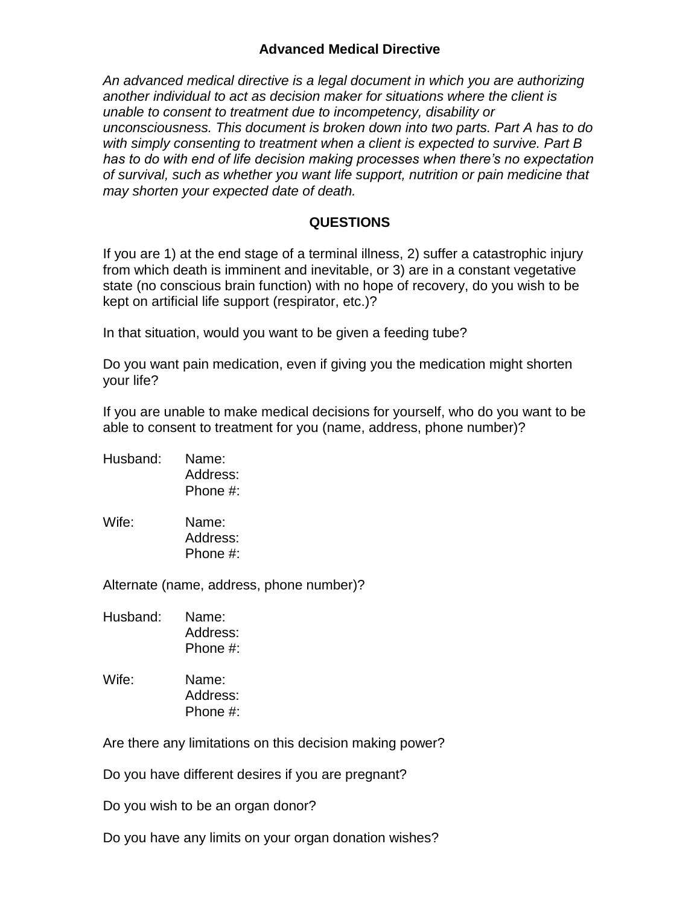## Advanced Medical Directive

*An advanced medical directive is a legal document in which you are authorizing another individual to act as decision maker for situations where the client is unable to consent to treatment due to incompetency, disability or unconsciousness. This document is broken down into two parts. Part A has to do with simply consenting to treatment when a client is expected to survive. Part B has to do with end of life decision making processes when there's no expectation of survival, such as whether you want life support, nutrition or pain medicine that may shorten your expected date of death.*

### QUESTIONS

If you are 1) at the end stage of a terminal illness, 2) suffer a catastrophic injury from which death is imminent and inevitable, or 3) are in a constant vegetative state (no conscious brain function) with no hope of recovery, do you wish to be kept on artificial life support (respirator, etc.)?

In that situation, would you want to be given a feeding tube?

Do you want pain medication, even if giving you the medication might shorten your life?

If you are unable to make medical decisions for yourself, who do you want to be able to consent to treatment for you (name, address, phone number)?

Husband: Name:
Address:
Phone #:

Wife: Name:
Address:
Phone #:

Alternate (name, address, phone number)?

Husband: Name:
Address:
Phone #:

Wife: Name:
Address:
Phone #:

Are there any limitations on this decision making power?

Do you have different desires if you are pregnant?

Do you wish to be an organ donor?

Do you have any limits on your organ donation wishes?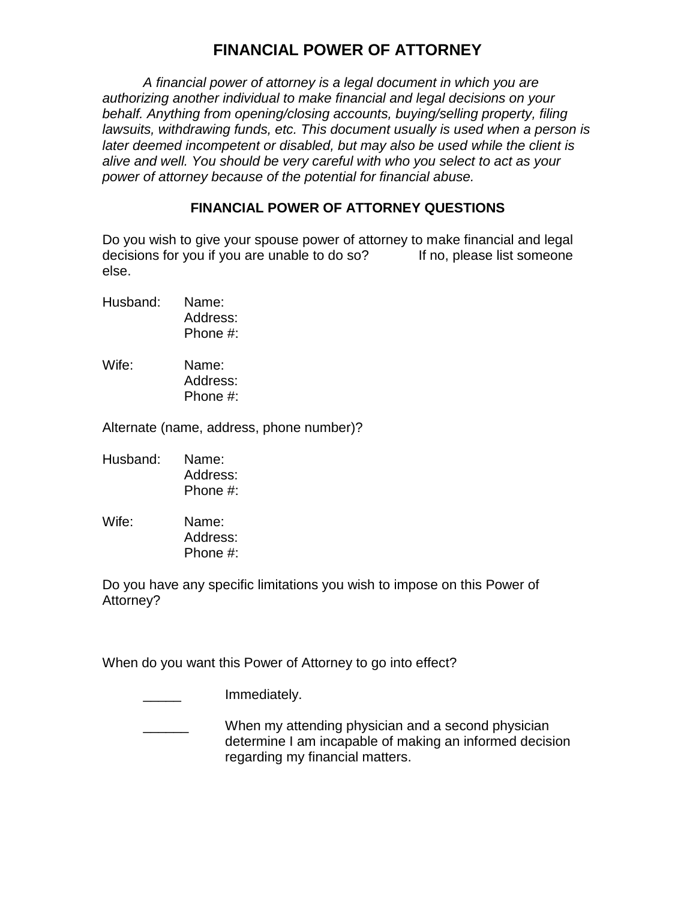# FINANCIAL POWER OF ATTORNEY

*A financial power of attorney is a legal document in which you are authorizing another individual to make financial and legal decisions on your behalf. Anything from opening/closing accounts, buying/selling property, filing lawsuits, withdrawing funds, etc. This document usually is used when a person is later deemed incompetent or disabled, but may also be used while the client is alive and well. You should be very careful with who you select to act as your power of attorney because of the potential for financial abuse.*

### FINANCIAL POWER OF ATTORNEY QUESTIONS

Do you wish to give your spouse power of attorney to make financial and legal decisions for you if you are unable to do so? If no, please list someone else.

Husband: Name:
Address:
Phone #:

Wife: Name:
Address:
Phone #:

Alternate (name, address, phone number)?

Husband: Name:
Address:
Phone #:

Wife: Name:
Address:
Phone #:

Do you have any specific limitations you wish to impose on this Power of Attorney?

When do you want this Power of Attorney to go into effect?

_____ Immediately.

______ When my attending physician and a second physician determine I am incapable of making an informed decision regarding my financial matters.